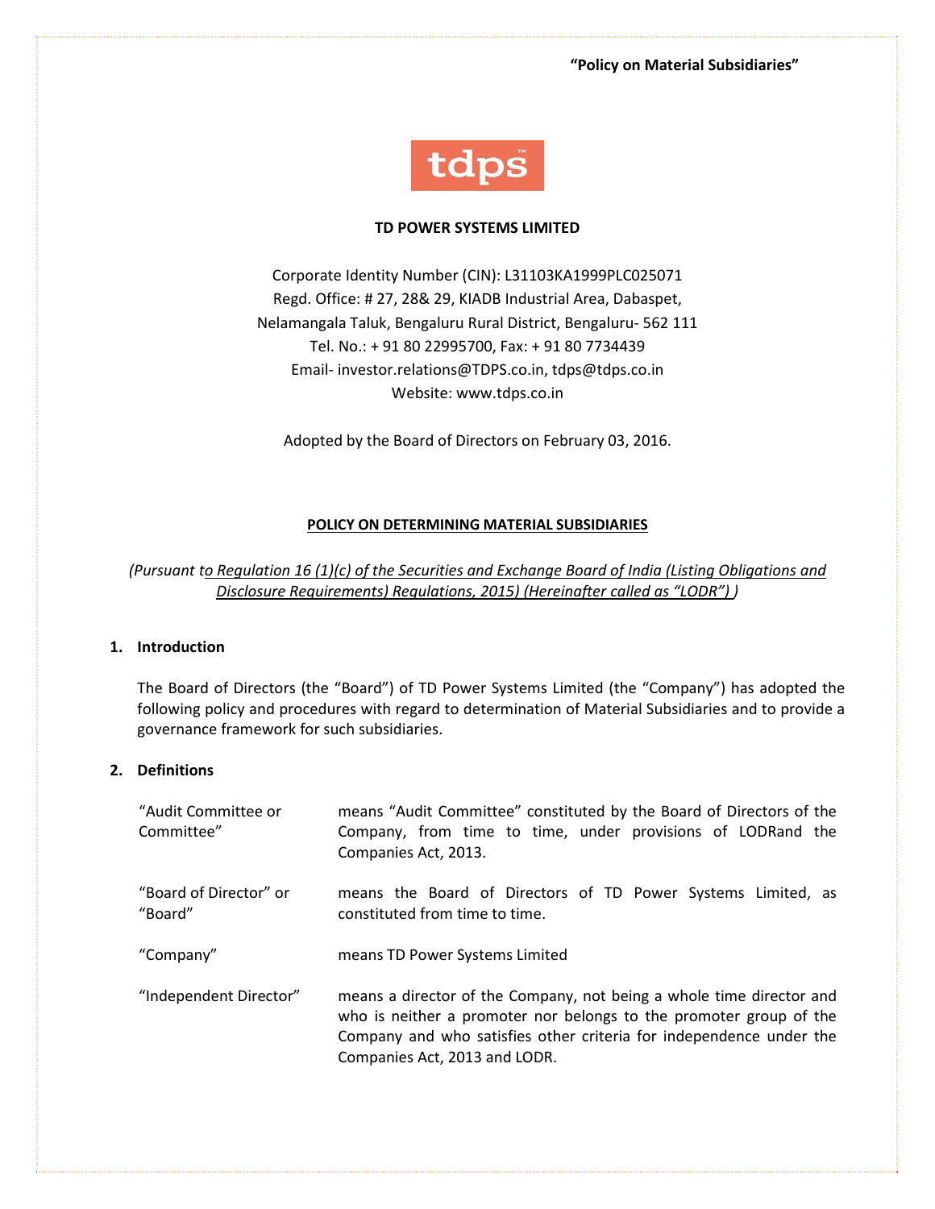"Policy on Material Subsidiaries"

**TD POWER SYSTEMS LIMITED**

Corporate Identity Number (CIN): L31103KA1999PLC025071
Regd. Office: # 27, 28& 29, KIADB Industrial Area, Dabaspet,
Nelamangala Taluk, Bengaluru Rural District, Bengaluru- 562 111
Tel. No.: + 91 80 22995700, Fax: + 91 80 7734439
Email- investor.relations@TDPS.co.in, tdps@tdps.co.in
Website: www.tdps.co.in

Adopted by the Board of Directors on February 03, 2016.

## POLICY ON DETERMINING MATERIAL SUBSIDIARIES

*(Pursuant to Regulation 16 (1)(c) of the Securities and Exchange Board of India (Listing Obligations and Disclosure Requirements) Regulations, 2015) (Hereinafter called as "LODR") )*

### 1. Introduction

The Board of Directors (the "Board") of TD Power Systems Limited (the "Company") has adopted the following policy and procedures with regard to determination of Material Subsidiaries and to provide a governance framework for such subsidiaries.

### 2. Definitions

| | |
|---|---|
| "Audit Committee or Committee" | means "Audit Committee" constituted by the Board of Directors of the Company, from time to time, under provisions of LODRand the Companies Act, 2013. |
| "Board of Director" or "Board" | means the Board of Directors of TD Power Systems Limited, as constituted from time to time. |
| "Company" | means TD Power Systems Limited |
| "Independent Director" | means a director of the Company, not being a whole time director and who is neither a promoter nor belongs to the promoter group of the Company and who satisfies other criteria for independence under the Companies Act, 2013 and LODR. |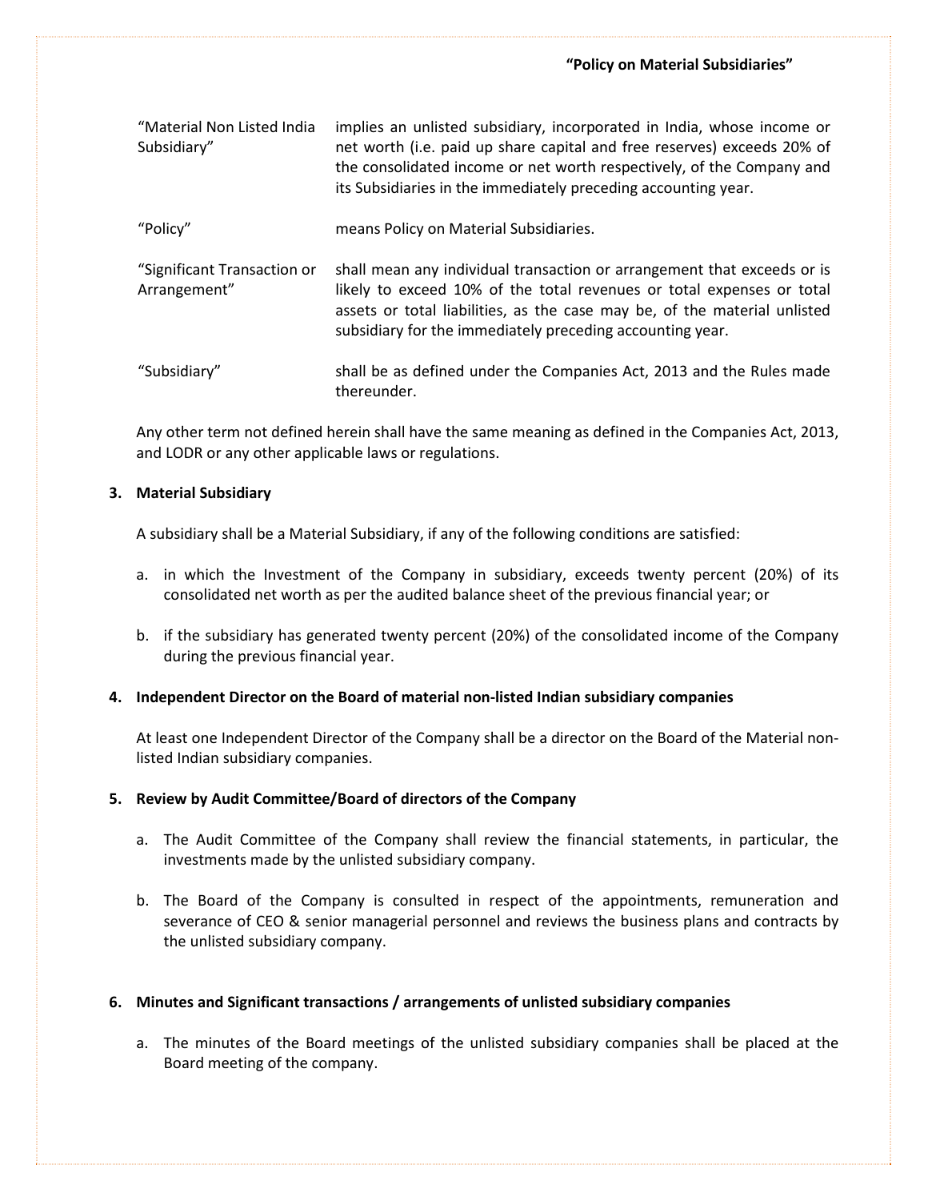| | |
|---|---|
| "Material Non Listed India Subsidiary" | implies an unlisted subsidiary, incorporated in India, whose income or net worth (i.e. paid up share capital and free reserves) exceeds 20% of the consolidated income or net worth respectively, of the Company and its Subsidiaries in the immediately preceding accounting year. |
| "Policy" | means Policy on Material Subsidiaries. |
| "Significant Transaction or Arrangement" | shall mean any individual transaction or arrangement that exceeds or is likely to exceed 10% of the total revenues or total expenses or total assets or total liabilities, as the case may be, of the material unlisted subsidiary for the immediately preceding accounting year. |
| "Subsidiary" | shall be as defined under the Companies Act, 2013 and the Rules made thereunder. |

Any other term not defined herein shall have the same meaning as defined in the Companies Act, 2013, and LODR or any other applicable laws or regulations.

### 3. Material Subsidiary

A subsidiary shall be a Material Subsidiary, if any of the following conditions are satisfied:

a. in which the Investment of the Company in subsidiary, exceeds twenty percent (20%) of its consolidated net worth as per the audited balance sheet of the previous financial year; or

b. if the subsidiary has generated twenty percent (20%) of the consolidated income of the Company during the previous financial year.

### 4. Independent Director on the Board of material non-listed Indian subsidiary companies

At least one Independent Director of the Company shall be a director on the Board of the Material non-listed Indian subsidiary companies.

### 5. Review by Audit Committee/Board of directors of the Company

a. The Audit Committee of the Company shall review the financial statements, in particular, the investments made by the unlisted subsidiary company.

b. The Board of the Company is consulted in respect of the appointments, remuneration and severance of CEO & senior managerial personnel and reviews the business plans and contracts by the unlisted subsidiary company.

### 6. Minutes and Significant transactions / arrangements of unlisted subsidiary companies

a. The minutes of the Board meetings of the unlisted subsidiary companies shall be placed at the Board meeting of the company.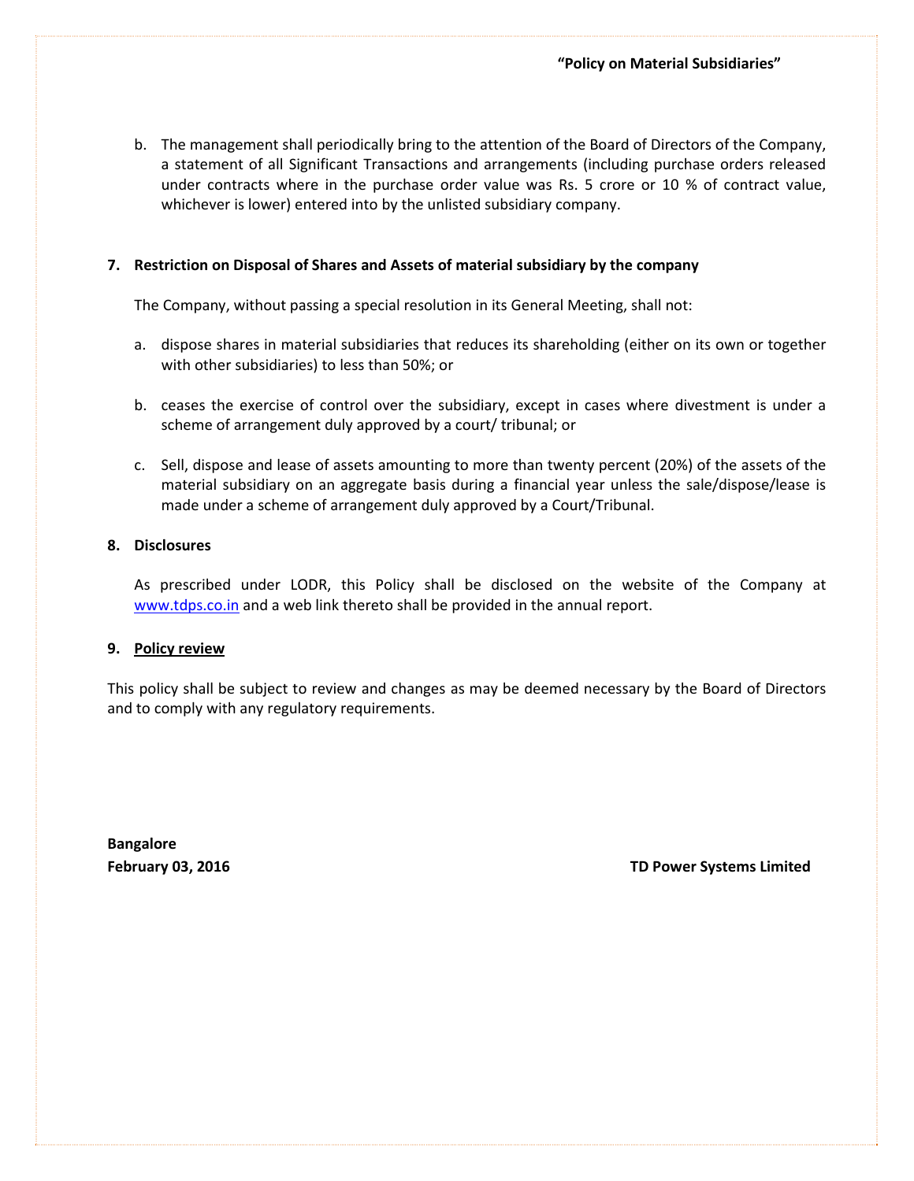b. The management shall periodically bring to the attention of the Board of Directors of the Company, a statement of all Significant Transactions and arrangements (including purchase orders released under contracts where in the purchase order value was Rs. 5 crore or 10 % of contract value, whichever is lower) entered into by the unlisted subsidiary company.

**7. Restriction on Disposal of Shares and Assets of material subsidiary by the company**

The Company, without passing a special resolution in its General Meeting, shall not:

a. dispose shares in material subsidiaries that reduces its shareholding (either on its own or together with other subsidiaries) to less than 50%; or

b. ceases the exercise of control over the subsidiary, except in cases where divestment is under a scheme of arrangement duly approved by a court/ tribunal; or

c. Sell, dispose and lease of assets amounting to more than twenty percent (20%) of the assets of the material subsidiary on an aggregate basis during a financial year unless the sale/dispose/lease is made under a scheme of arrangement duly approved by a Court/Tribunal.

**8. Disclosures**

As prescribed under LODR, this Policy shall be disclosed on the website of the Company at [www.tdps.co.in](http://www.tdps.co.in) and a web link thereto shall be provided in the annual report.

**9. <u>Policy review</u>**

This policy shall be subject to review and changes as may be deemed necessary by the Board of Directors and to comply with any regulatory requirements.

**Bangalore**
**February 03, 2016**

**TD Power Systems Limited**